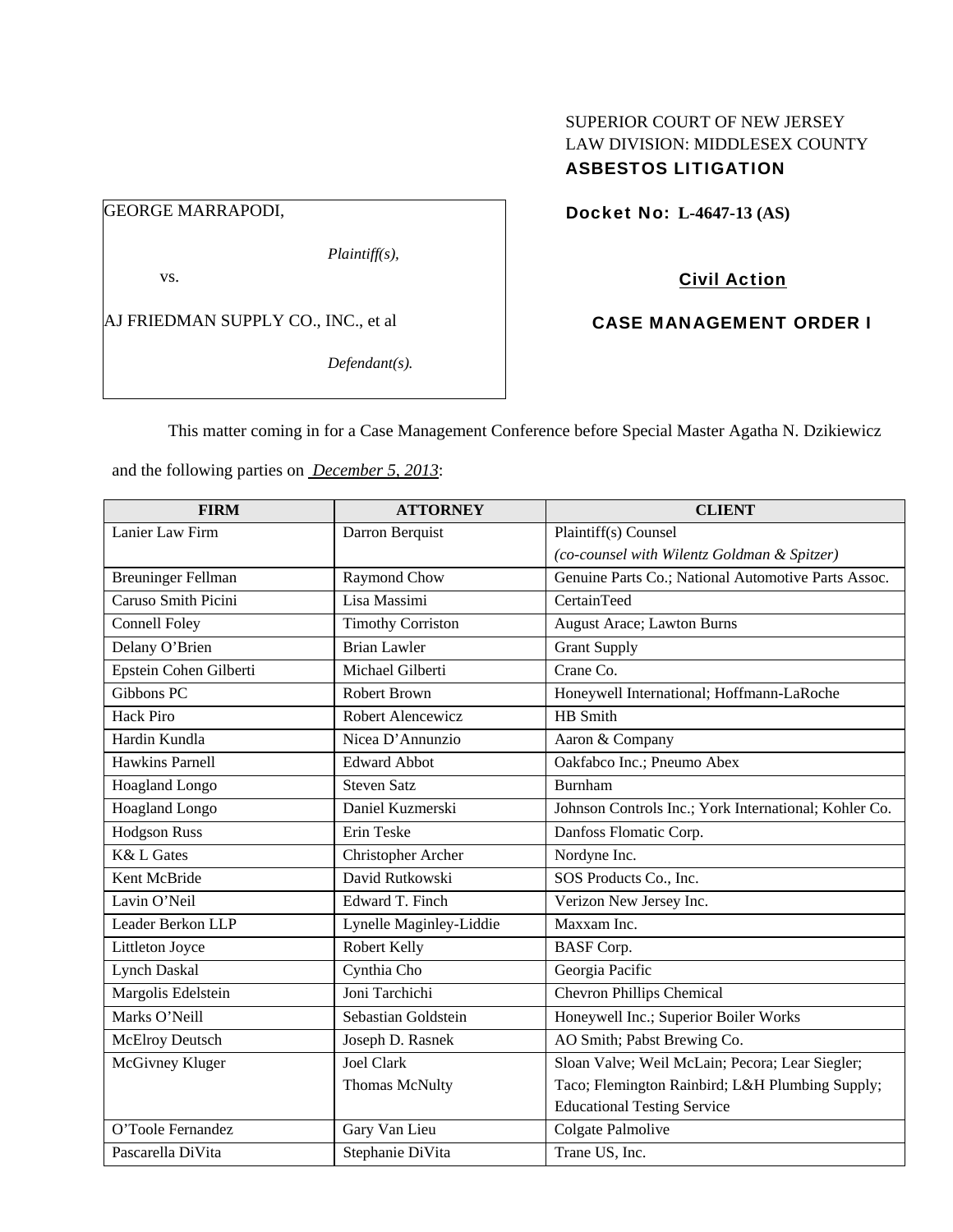SUPERIOR COURT OF NEW JERSEY
LAW DIVISION: MIDDLESEX COUNTY
**ASBESTOS LITIGATION**

GEORGE MARRAPODI,

*Plaintiff(s),*

vs.

AJ FRIEDMAN SUPPLY CO., INC., et al

*Defendant(s).*

**Docket No: L-4647-13 (AS)**

**Civil Action**

**CASE MANAGEMENT ORDER I**

This matter coming in for a Case Management Conference before Special Master Agatha N. Dzikiewicz and the following parties on *December 5, 2013*:

| FIRM | ATTORNEY | CLIENT |
|---|---|---|
| Lanier Law Firm | Darron Berquist | Plaintiff(s) Counsel *(co-counsel with Wilentz Goldman & Spitzer)* |
| Breuninger Fellman | Raymond Chow | Genuine Parts Co.; National Automotive Parts Assoc. |
| Caruso Smith Picini | Lisa Massimi | CertainTeed |
| Connell Foley | Timothy Corriston | August Arace; Lawton Burns |
| Delany O'Brien | Brian Lawler | Grant Supply |
| Epstein Cohen Gilberti | Michael Gilberti | Crane Co. |
| Gibbons PC | Robert Brown | Honeywell International; Hoffmann-LaRoche |
| Hack Piro | Robert Alencewicz | HB Smith |
| Hardin Kundla | Nicea D'Annunzio | Aaron & Company |
| Hawkins Parnell | Edward Abbot | Oakfabco Inc.; Pneumo Abex |
| Hoagland Longo | Steven Satz | Burnham |
| Hoagland Longo | Daniel Kuzmerski | Johnson Controls Inc.; York International; Kohler Co. |
| Hodgson Russ | Erin Teske | Danfoss Flomatic Corp. |
| K& L Gates | Christopher Archer | Nordyne Inc. |
| Kent McBride | David Rutkowski | SOS Products Co., Inc. |
| Lavin O'Neil | Edward T. Finch | Verizon New Jersey Inc. |
| Leader Berkon LLP | Lynelle Maginley-Liddie | Maxxam Inc. |
| Littleton Joyce | Robert Kelly | BASF Corp. |
| Lynch Daskal | Cynthia Cho | Georgia Pacific |
| Margolis Edelstein | Joni Tarchichi | Chevron Phillips Chemical |
| Marks O'Neill | Sebastian Goldstein | Honeywell Inc.; Superior Boiler Works |
| McElroy Deutsch | Joseph D. Rasnek | AO Smith; Pabst Brewing Co. |
| McGivney Kluger | Joel Clark<br>Thomas McNulty | Sloan Valve; Weil McLain; Pecora; Lear Siegler; Taco; Flemington Rainbird; L&H Plumbing Supply; Educational Testing Service |
| O'Toole Fernandez | Gary Van Lieu | Colgate Palmolive |
| Pascarella DiVita | Stephanie DiVita | Trane US, Inc. |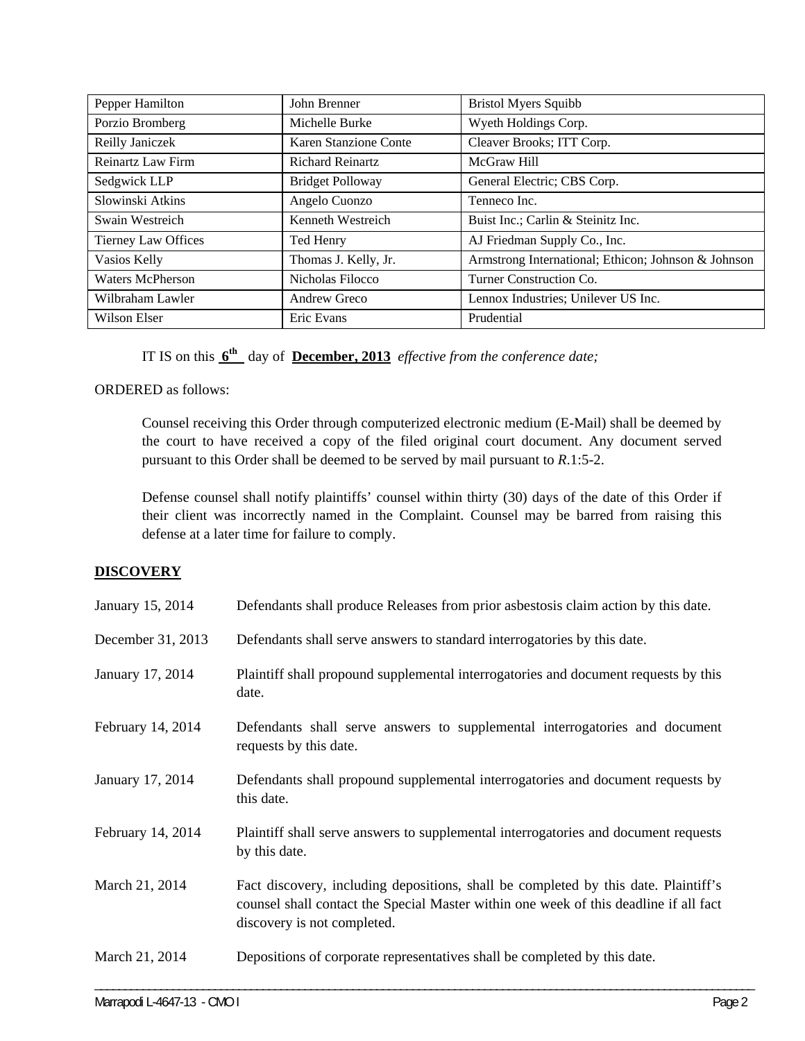| Pepper Hamilton | John Brenner | Bristol Myers Squibb |
|---|---|---|
| Porzio Bromberg | Michelle Burke | Wyeth Holdings Corp. |
| Reilly Janiczek | Karen Stanzione Conte | Cleaver Brooks; ITT Corp. |
| Reinartz Law Firm | Richard Reinartz | McGraw Hill |
| Sedgwick LLP | Bridget Polloway | General Electric; CBS Corp. |
| Slowinski Atkins | Angelo Cuonzo | Tenneco Inc. |
| Swain Westreich | Kenneth Westreich | Buist Inc.; Carlin & Steinitz Inc. |
| Tierney Law Offices | Ted Henry | AJ Friedman Supply Co., Inc. |
| Vasios Kelly | Thomas J. Kelly, Jr. | Armstrong International; Ethicon; Johnson & Johnson |
| Waters McPherson | Nicholas Filocco | Turner Construction Co. |
| Wilbraham Lawler | Andrew Greco | Lennox Industries; Unilever US Inc. |
| Wilson Elser | Eric Evans | Prudential |

IT IS on this **6th** day of **December, 2013** *effective from the conference date;*

ORDERED as follows:

Counsel receiving this Order through computerized electronic medium (E-Mail) shall be deemed by the court to have received a copy of the filed original court document. Any document served pursuant to this Order shall be deemed to be served by mail pursuant to *R*.1:5-2.

Defense counsel shall notify plaintiffs' counsel within thirty (30) days of the date of this Order if their client was incorrectly named in the Complaint. Counsel may be barred from raising this defense at a later time for failure to comply.

## DISCOVERY

| | |
|---|---|
| January 15, 2014 | Defendants shall produce Releases from prior asbestosis claim action by this date. |
| December 31, 2013 | Defendants shall serve answers to standard interrogatories by this date. |
| January 17, 2014 | Plaintiff shall propound supplemental interrogatories and document requests by this date. |
| February 14, 2014 | Defendants shall serve answers to supplemental interrogatories and document requests by this date. |
| January 17, 2014 | Defendants shall propound supplemental interrogatories and document requests by this date. |
| February 14, 2014 | Plaintiff shall serve answers to supplemental interrogatories and document requests by this date. |
| March 21, 2014 | Fact discovery, including depositions, shall be completed by this date. Plaintiff's counsel shall contact the Special Master within one week of this deadline if all fact discovery is not completed. |
| March 21, 2014 | Depositions of corporate representatives shall be completed by this date. |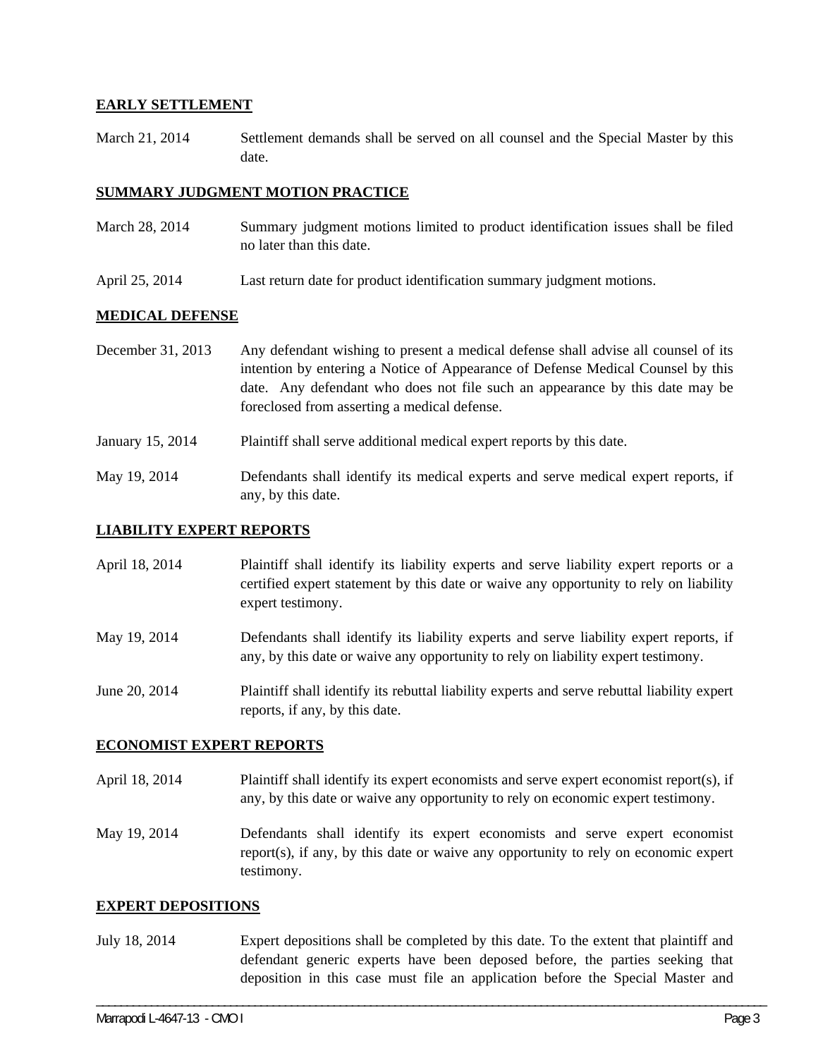**EARLY SETTLEMENT**

March 21, 2014 Settlement demands shall be served on all counsel and the Special Master by this date.

**SUMMARY JUDGMENT MOTION PRACTICE**

March 28, 2014 Summary judgment motions limited to product identification issues shall be filed no later than this date.

April 25, 2014 Last return date for product identification summary judgment motions.

**MEDICAL DEFENSE**

December 31, 2013 Any defendant wishing to present a medical defense shall advise all counsel of its intention by entering a Notice of Appearance of Defense Medical Counsel by this date. Any defendant who does not file such an appearance by this date may be foreclosed from asserting a medical defense.

January 15, 2014 Plaintiff shall serve additional medical expert reports by this date.

May 19, 2014 Defendants shall identify its medical experts and serve medical expert reports, if any, by this date.

**LIABILITY EXPERT REPORTS**

April 18, 2014 Plaintiff shall identify its liability experts and serve liability expert reports or a certified expert statement by this date or waive any opportunity to rely on liability expert testimony.

May 19, 2014 Defendants shall identify its liability experts and serve liability expert reports, if any, by this date or waive any opportunity to rely on liability expert testimony.

June 20, 2014 Plaintiff shall identify its rebuttal liability experts and serve rebuttal liability expert reports, if any, by this date.

**ECONOMIST EXPERT REPORTS**

April 18, 2014 Plaintiff shall identify its expert economists and serve expert economist report(s), if any, by this date or waive any opportunity to rely on economic expert testimony.

May 19, 2014 Defendants shall identify its expert economists and serve expert economist report(s), if any, by this date or waive any opportunity to rely on economic expert testimony.

**EXPERT DEPOSITIONS**

July 18, 2014 Expert depositions shall be completed by this date. To the extent that plaintiff and defendant generic experts have been deposed before, the parties seeking that deposition in this case must file an application before the Special Master and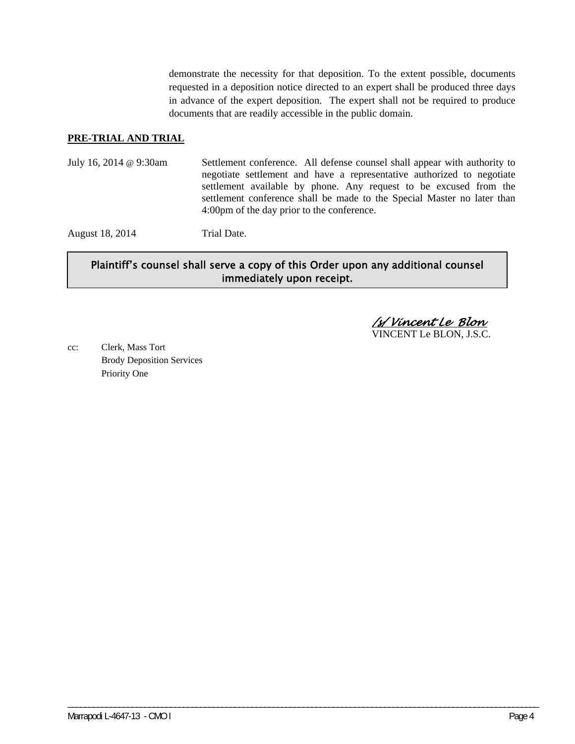demonstrate the necessity for that deposition. To the extent possible, documents requested in a deposition notice directed to an expert shall be produced three days in advance of the expert deposition. The expert shall not be required to produce documents that are readily accessible in the public domain.

**PRE-TRIAL AND TRIAL**

| | |
|---|---|
| July 16, 2014 @ 9:30am | Settlement conference. All defense counsel shall appear with authority to negotiate settlement and have a representative authorized to negotiate settlement available by phone. Any request to be excused from the settlement conference shall be made to the Special Master no later than 4:00pm of the day prior to the conference. |
| August 18, 2014 | Trial Date. |

**Plaintiff's counsel shall serve a copy of this Order upon any additional counsel immediately upon receipt.**

*/s/ Vincent Le Blon*
VINCENT Le BLON, J.S.C.

cc: Clerk, Mass Tort
Brody Deposition Services
Priority One